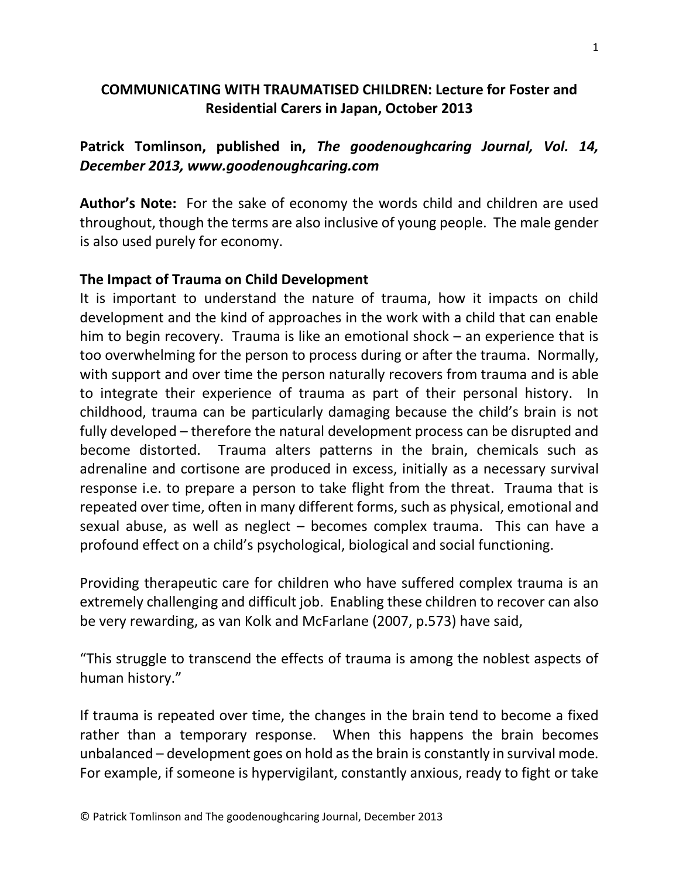# COMMUNICATING WITH TRAUMATISED CHILDREN: Lecture for Foster and Residential Carers in Japan, October 2013

**Patrick Tomlinson, published in, *The goodenoughcaring Journal, Vol. 14, December 2013, www.goodenoughcaring.com***

**Author's Note:** For the sake of economy the words child and children are used throughout, though the terms are also inclusive of young people. The male gender is also used purely for economy.

## The Impact of Trauma on Child Development

It is important to understand the nature of trauma, how it impacts on child development and the kind of approaches in the work with a child that can enable him to begin recovery. Trauma is like an emotional shock – an experience that is too overwhelming for the person to process during or after the trauma. Normally, with support and over time the person naturally recovers from trauma and is able to integrate their experience of trauma as part of their personal history. In childhood, trauma can be particularly damaging because the child's brain is not fully developed – therefore the natural development process can be disrupted and become distorted. Trauma alters patterns in the brain, chemicals such as adrenaline and cortisone are produced in excess, initially as a necessary survival response i.e. to prepare a person to take flight from the threat. Trauma that is repeated over time, often in many different forms, such as physical, emotional and sexual abuse, as well as neglect – becomes complex trauma. This can have a profound effect on a child's psychological, biological and social functioning.

Providing therapeutic care for children who have suffered complex trauma is an extremely challenging and difficult job. Enabling these children to recover can also be very rewarding, as van Kolk and McFarlane (2007, p.573) have said,

"This struggle to transcend the effects of trauma is among the noblest aspects of human history."

If trauma is repeated over time, the changes in the brain tend to become a fixed rather than a temporary response. When this happens the brain becomes unbalanced – development goes on hold as the brain is constantly in survival mode. For example, if someone is hypervigilant, constantly anxious, ready to fight or take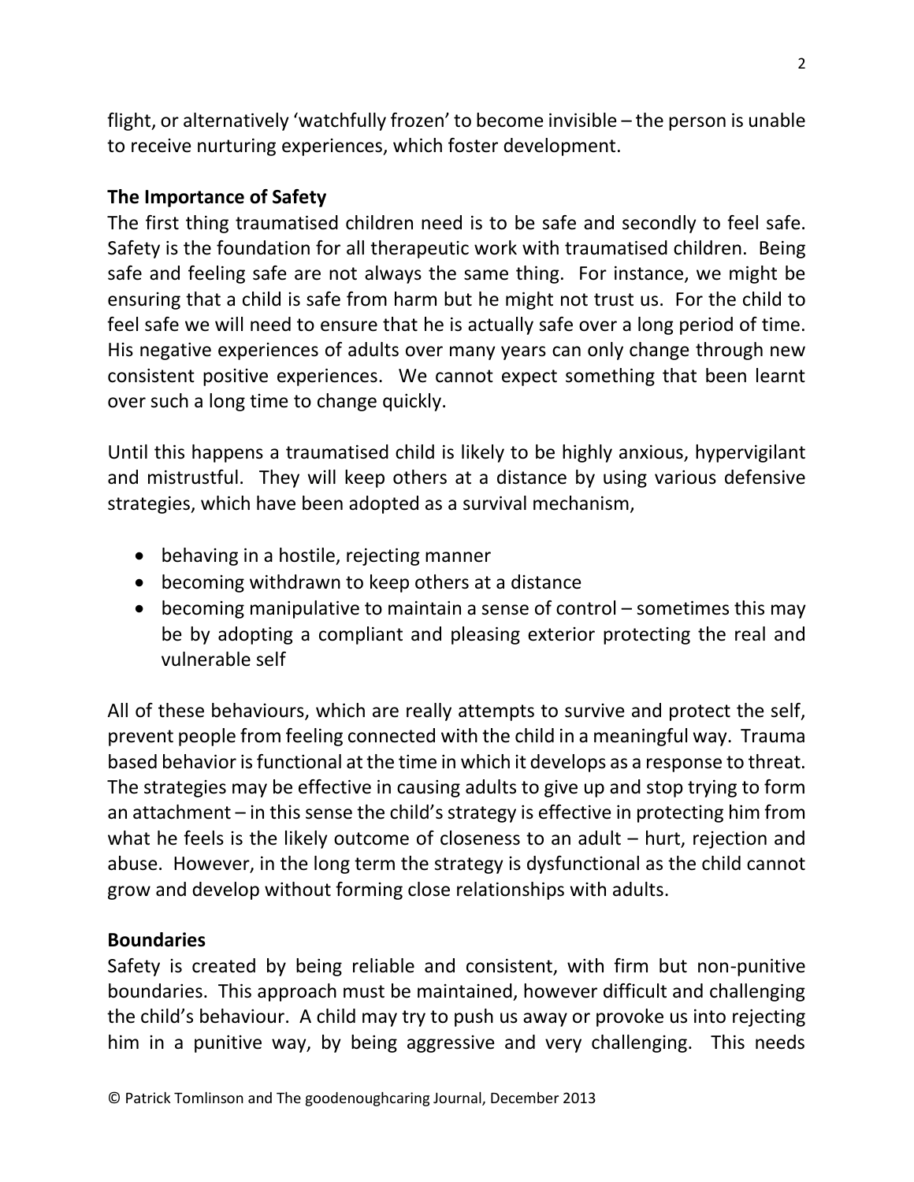flight, or alternatively 'watchfully frozen' to become invisible – the person is unable to receive nurturing experiences, which foster development.

**The Importance of Safety**

The first thing traumatised children need is to be safe and secondly to feel safe. Safety is the foundation for all therapeutic work with traumatised children. Being safe and feeling safe are not always the same thing. For instance, we might be ensuring that a child is safe from harm but he might not trust us. For the child to feel safe we will need to ensure that he is actually safe over a long period of time. His negative experiences of adults over many years can only change through new consistent positive experiences. We cannot expect something that been learnt over such a long time to change quickly.

Until this happens a traumatised child is likely to be highly anxious, hypervigilant and mistrustful. They will keep others at a distance by using various defensive strategies, which have been adopted as a survival mechanism,

- behaving in a hostile, rejecting manner
- becoming withdrawn to keep others at a distance
- becoming manipulative to maintain a sense of control – sometimes this may be by adopting a compliant and pleasing exterior protecting the real and vulnerable self

All of these behaviours, which are really attempts to survive and protect the self, prevent people from feeling connected with the child in a meaningful way. Trauma based behavior is functional at the time in which it develops as a response to threat. The strategies may be effective in causing adults to give up and stop trying to form an attachment – in this sense the child's strategy is effective in protecting him from what he feels is the likely outcome of closeness to an adult – hurt, rejection and abuse. However, in the long term the strategy is dysfunctional as the child cannot grow and develop without forming close relationships with adults.

**Boundaries**

Safety is created by being reliable and consistent, with firm but non-punitive boundaries. This approach must be maintained, however difficult and challenging the child's behaviour. A child may try to push us away or provoke us into rejecting him in a punitive way, by being aggressive and very challenging. This needs

© Patrick Tomlinson and The goodenoughcaring Journal, December 2013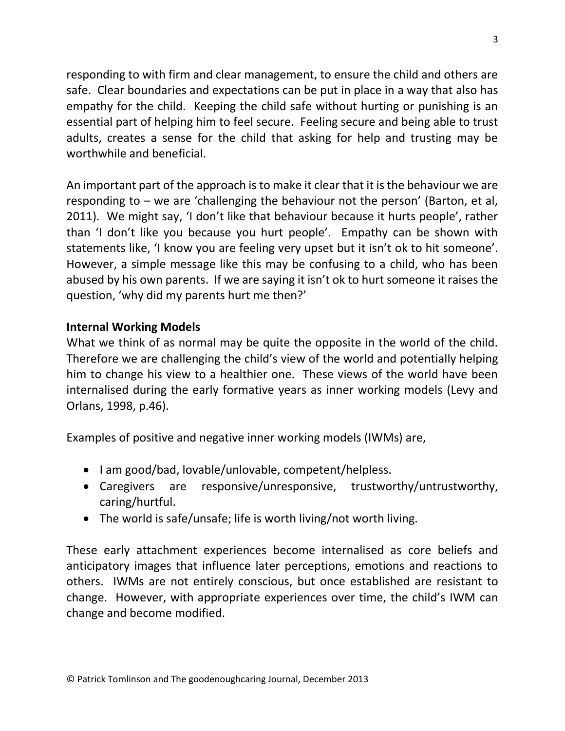responding to with firm and clear management, to ensure the child and others are safe. Clear boundaries and expectations can be put in place in a way that also has empathy for the child. Keeping the child safe without hurting or punishing is an essential part of helping him to feel secure. Feeling secure and being able to trust adults, creates a sense for the child that asking for help and trusting may be worthwhile and beneficial.

An important part of the approach is to make it clear that it is the behaviour we are responding to – we are 'challenging the behaviour not the person' (Barton, et al, 2011). We might say, 'I don't like that behaviour because it hurts people', rather than 'I don't like you because you hurt people'. Empathy can be shown with statements like, 'I know you are feeling very upset but it isn't ok to hit someone'. However, a simple message like this may be confusing to a child, who has been abused by his own parents. If we are saying it isn't ok to hurt someone it raises the question, 'why did my parents hurt me then?'

**Internal Working Models**

What we think of as normal may be quite the opposite in the world of the child. Therefore we are challenging the child's view of the world and potentially helping him to change his view to a healthier one. These views of the world have been internalised during the early formative years as inner working models (Levy and Orlans, 1998, p.46).

Examples of positive and negative inner working models (IWMs) are,

- I am good/bad, lovable/unlovable, competent/helpless.
- Caregivers are responsive/unresponsive, trustworthy/untrustworthy, caring/hurtful.
- The world is safe/unsafe; life is worth living/not worth living.

These early attachment experiences become internalised as core beliefs and anticipatory images that influence later perceptions, emotions and reactions to others. IWMs are not entirely conscious, but once established are resistant to change. However, with appropriate experiences over time, the child's IWM can change and become modified.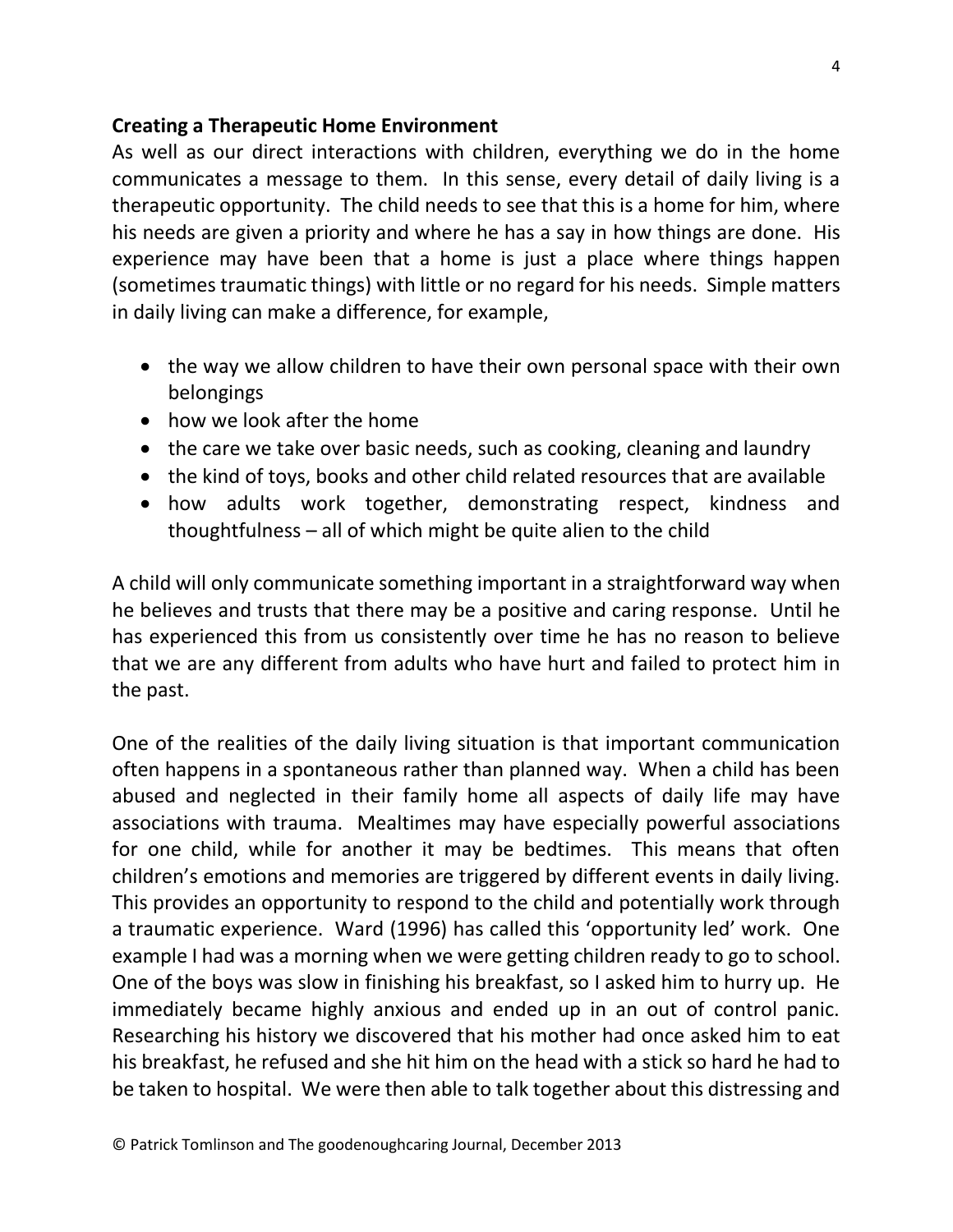**Creating a Therapeutic Home Environment**

As well as our direct interactions with children, everything we do in the home communicates a message to them. In this sense, every detail of daily living is a therapeutic opportunity. The child needs to see that this is a home for him, where his needs are given a priority and where he has a say in how things are done. His experience may have been that a home is just a place where things happen (sometimes traumatic things) with little or no regard for his needs. Simple matters in daily living can make a difference, for example,

- the way we allow children to have their own personal space with their own belongings
- how we look after the home
- the care we take over basic needs, such as cooking, cleaning and laundry
- the kind of toys, books and other child related resources that are available
- how adults work together, demonstrating respect, kindness and thoughtfulness – all of which might be quite alien to the child

A child will only communicate something important in a straightforward way when he believes and trusts that there may be a positive and caring response. Until he has experienced this from us consistently over time he has no reason to believe that we are any different from adults who have hurt and failed to protect him in the past.

One of the realities of the daily living situation is that important communication often happens in a spontaneous rather than planned way. When a child has been abused and neglected in their family home all aspects of daily life may have associations with trauma. Mealtimes may have especially powerful associations for one child, while for another it may be bedtimes. This means that often children's emotions and memories are triggered by different events in daily living. This provides an opportunity to respond to the child and potentially work through a traumatic experience. Ward (1996) has called this 'opportunity led' work. One example I had was a morning when we were getting children ready to go to school. One of the boys was slow in finishing his breakfast, so I asked him to hurry up. He immediately became highly anxious and ended up in an out of control panic. Researching his history we discovered that his mother had once asked him to eat his breakfast, he refused and she hit him on the head with a stick so hard he had to be taken to hospital. We were then able to talk together about this distressing and

© Patrick Tomlinson and The goodenoughcaring Journal, December 2013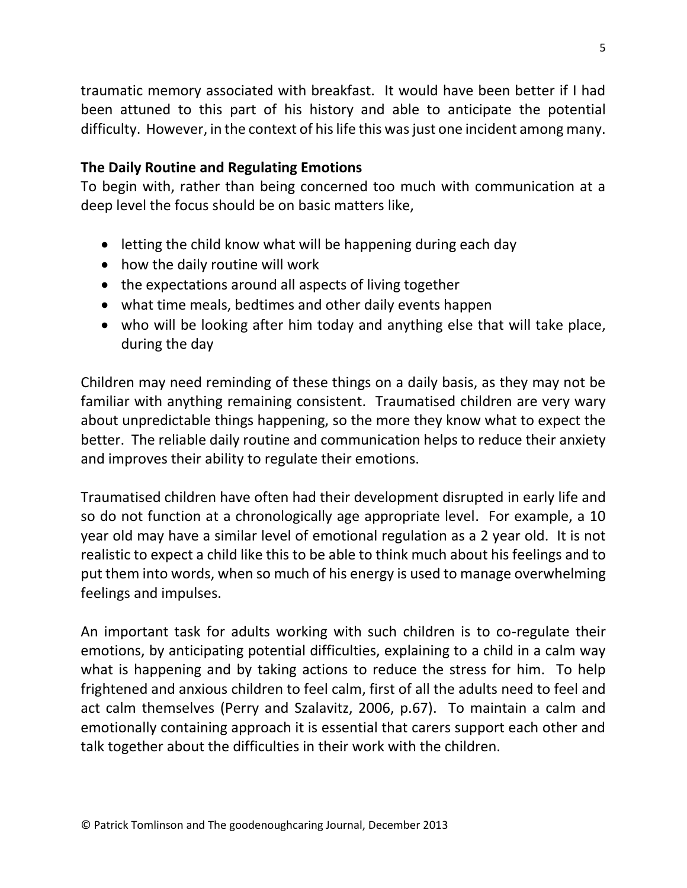traumatic memory associated with breakfast. It would have been better if I had been attuned to this part of his history and able to anticipate the potential difficulty. However, in the context of his life this was just one incident among many.

**The Daily Routine and Regulating Emotions**

To begin with, rather than being concerned too much with communication at a deep level the focus should be on basic matters like,

- letting the child know what will be happening during each day
- how the daily routine will work
- the expectations around all aspects of living together
- what time meals, bedtimes and other daily events happen
- who will be looking after him today and anything else that will take place, during the day

Children may need reminding of these things on a daily basis, as they may not be familiar with anything remaining consistent. Traumatised children are very wary about unpredictable things happening, so the more they know what to expect the better. The reliable daily routine and communication helps to reduce their anxiety and improves their ability to regulate their emotions.

Traumatised children have often had their development disrupted in early life and so do not function at a chronologically age appropriate level. For example, a 10 year old may have a similar level of emotional regulation as a 2 year old. It is not realistic to expect a child like this to be able to think much about his feelings and to put them into words, when so much of his energy is used to manage overwhelming feelings and impulses.

An important task for adults working with such children is to co-regulate their emotions, by anticipating potential difficulties, explaining to a child in a calm way what is happening and by taking actions to reduce the stress for him. To help frightened and anxious children to feel calm, first of all the adults need to feel and act calm themselves (Perry and Szalavitz, 2006, p.67). To maintain a calm and emotionally containing approach it is essential that carers support each other and talk together about the difficulties in their work with the children.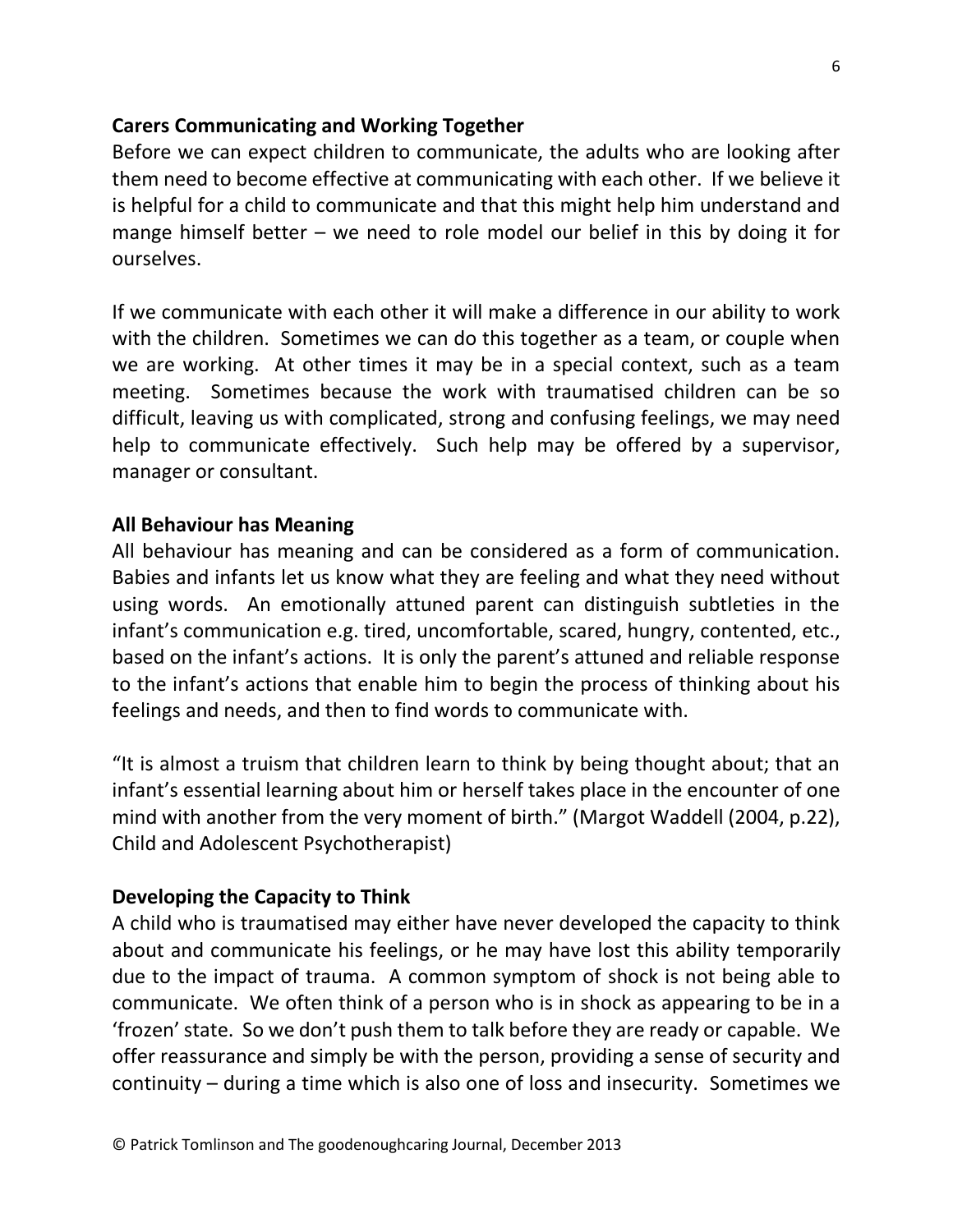**Carers Communicating and Working Together**

Before we can expect children to communicate, the adults who are looking after them need to become effective at communicating with each other. If we believe it is helpful for a child to communicate and that this might help him understand and mange himself better – we need to role model our belief in this by doing it for ourselves.

If we communicate with each other it will make a difference in our ability to work with the children. Sometimes we can do this together as a team, or couple when we are working. At other times it may be in a special context, such as a team meeting. Sometimes because the work with traumatised children can be so difficult, leaving us with complicated, strong and confusing feelings, we may need help to communicate effectively. Such help may be offered by a supervisor, manager or consultant.

**All Behaviour has Meaning**

All behaviour has meaning and can be considered as a form of communication. Babies and infants let us know what they are feeling and what they need without using words. An emotionally attuned parent can distinguish subtleties in the infant's communication e.g. tired, uncomfortable, scared, hungry, contented, etc., based on the infant's actions. It is only the parent's attuned and reliable response to the infant's actions that enable him to begin the process of thinking about his feelings and needs, and then to find words to communicate with.

"It is almost a truism that children learn to think by being thought about; that an infant's essential learning about him or herself takes place in the encounter of one mind with another from the very moment of birth." (Margot Waddell (2004, p.22), Child and Adolescent Psychotherapist)

**Developing the Capacity to Think**

A child who is traumatised may either have never developed the capacity to think about and communicate his feelings, or he may have lost this ability temporarily due to the impact of trauma. A common symptom of shock is not being able to communicate. We often think of a person who is in shock as appearing to be in a 'frozen' state. So we don't push them to talk before they are ready or capable. We offer reassurance and simply be with the person, providing a sense of security and continuity – during a time which is also one of loss and insecurity. Sometimes we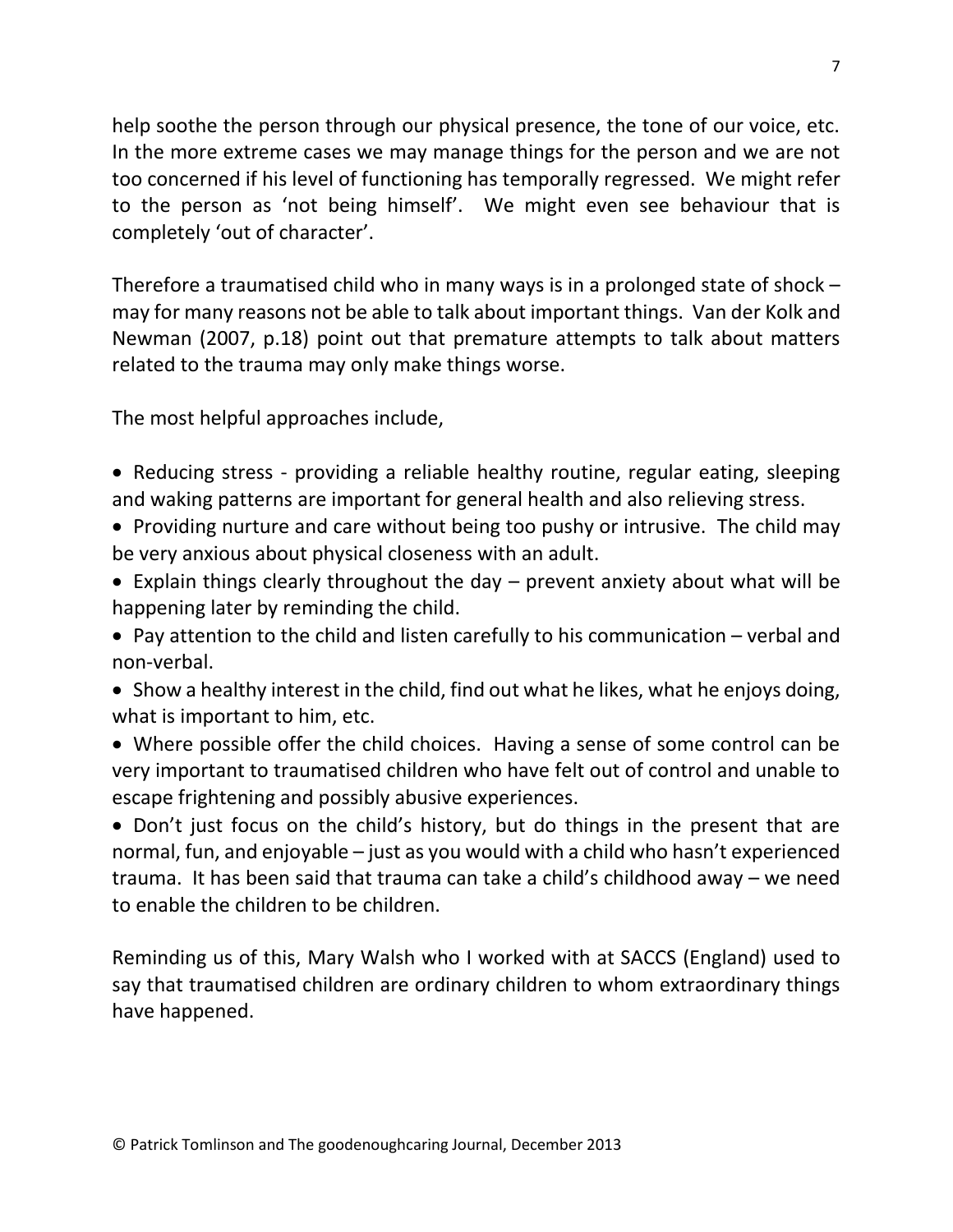help soothe the person through our physical presence, the tone of our voice, etc. In the more extreme cases we may manage things for the person and we are not too concerned if his level of functioning has temporally regressed. We might refer to the person as 'not being himself'. We might even see behaviour that is completely 'out of character'.

Therefore a traumatised child who in many ways is in a prolonged state of shock – may for many reasons not be able to talk about important things. Van der Kolk and Newman (2007, p.18) point out that premature attempts to talk about matters related to the trauma may only make things worse.

The most helpful approaches include,

- Reducing stress - providing a reliable healthy routine, regular eating, sleeping and waking patterns are important for general health and also relieving stress.
- Providing nurture and care without being too pushy or intrusive. The child may be very anxious about physical closeness with an adult.
- Explain things clearly throughout the day – prevent anxiety about what will be happening later by reminding the child.
- Pay attention to the child and listen carefully to his communication – verbal and non-verbal.
- Show a healthy interest in the child, find out what he likes, what he enjoys doing, what is important to him, etc.
- Where possible offer the child choices. Having a sense of some control can be very important to traumatised children who have felt out of control and unable to escape frightening and possibly abusive experiences.
- Don't just focus on the child's history, but do things in the present that are normal, fun, and enjoyable – just as you would with a child who hasn't experienced trauma. It has been said that trauma can take a child's childhood away – we need to enable the children to be children.

Reminding us of this, Mary Walsh who I worked with at SACCS (England) used to say that traumatised children are ordinary children to whom extraordinary things have happened.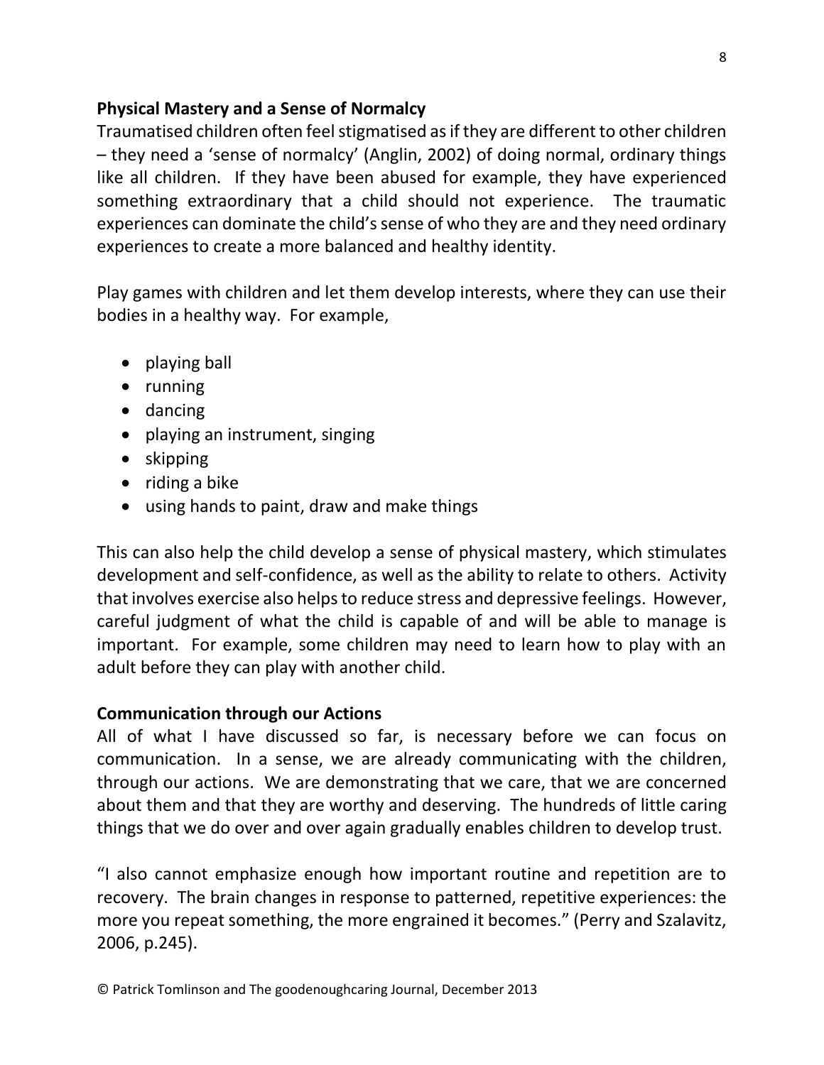**Physical Mastery and a Sense of Normalcy**

Traumatised children often feel stigmatised as if they are different to other children – they need a 'sense of normalcy' (Anglin, 2002) of doing normal, ordinary things like all children. If they have been abused for example, they have experienced something extraordinary that a child should not experience. The traumatic experiences can dominate the child's sense of who they are and they need ordinary experiences to create a more balanced and healthy identity.

Play games with children and let them develop interests, where they can use their bodies in a healthy way. For example,

- playing ball
- running
- dancing
- playing an instrument, singing
- skipping
- riding a bike
- using hands to paint, draw and make things

This can also help the child develop a sense of physical mastery, which stimulates development and self-confidence, as well as the ability to relate to others. Activity that involves exercise also helps to reduce stress and depressive feelings. However, careful judgment of what the child is capable of and will be able to manage is important. For example, some children may need to learn how to play with an adult before they can play with another child.

**Communication through our Actions**

All of what I have discussed so far, is necessary before we can focus on communication. In a sense, we are already communicating with the children, through our actions. We are demonstrating that we care, that we are concerned about them and that they are worthy and deserving. The hundreds of little caring things that we do over and over again gradually enables children to develop trust.

"I also cannot emphasize enough how important routine and repetition are to recovery. The brain changes in response to patterned, repetitive experiences: the more you repeat something, the more engrained it becomes." (Perry and Szalavitz, 2006, p.245).

© Patrick Tomlinson and The goodenoughcaring Journal, December 2013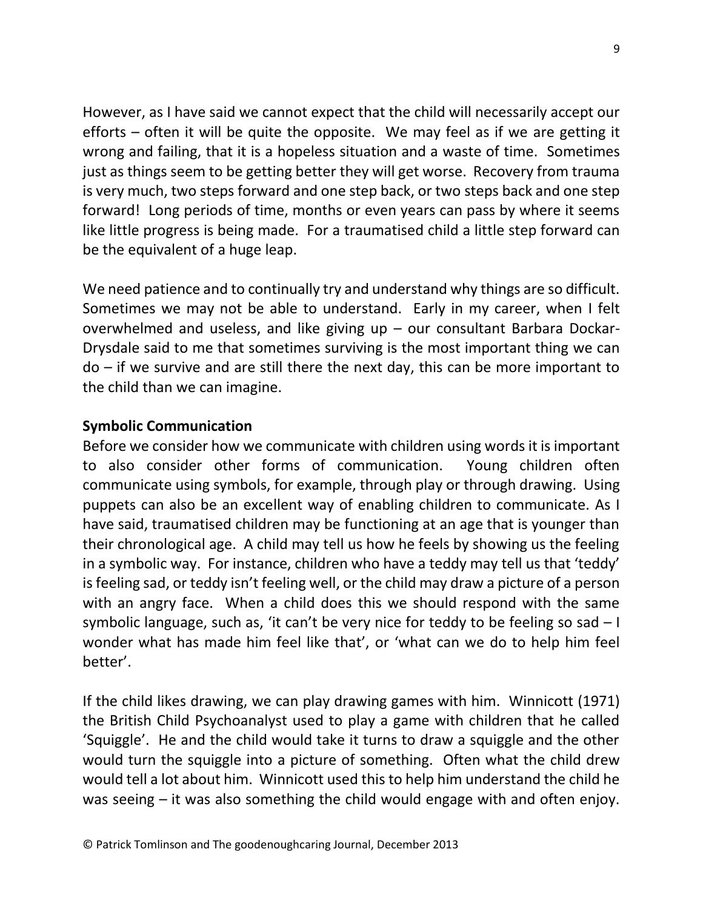However, as I have said we cannot expect that the child will necessarily accept our efforts – often it will be quite the opposite. We may feel as if we are getting it wrong and failing, that it is a hopeless situation and a waste of time. Sometimes just as things seem to be getting better they will get worse. Recovery from trauma is very much, two steps forward and one step back, or two steps back and one step forward! Long periods of time, months or even years can pass by where it seems like little progress is being made. For a traumatised child a little step forward can be the equivalent of a huge leap.

We need patience and to continually try and understand why things are so difficult. Sometimes we may not be able to understand. Early in my career, when I felt overwhelmed and useless, and like giving up – our consultant Barbara Dockar-Drysdale said to me that sometimes surviving is the most important thing we can do – if we survive and are still there the next day, this can be more important to the child than we can imagine.

**Symbolic Communication**

Before we consider how we communicate with children using words it is important to also consider other forms of communication. Young children often communicate using symbols, for example, through play or through drawing. Using puppets can also be an excellent way of enabling children to communicate. As I have said, traumatised children may be functioning at an age that is younger than their chronological age. A child may tell us how he feels by showing us the feeling in a symbolic way. For instance, children who have a teddy may tell us that 'teddy' is feeling sad, or teddy isn't feeling well, or the child may draw a picture of a person with an angry face. When a child does this we should respond with the same symbolic language, such as, 'it can't be very nice for teddy to be feeling so sad – I wonder what has made him feel like that', or 'what can we do to help him feel better'.

If the child likes drawing, we can play drawing games with him. Winnicott (1971) the British Child Psychoanalyst used to play a game with children that he called 'Squiggle'. He and the child would take it turns to draw a squiggle and the other would turn the squiggle into a picture of something. Often what the child drew would tell a lot about him. Winnicott used this to help him understand the child he was seeing – it was also something the child would engage with and often enjoy.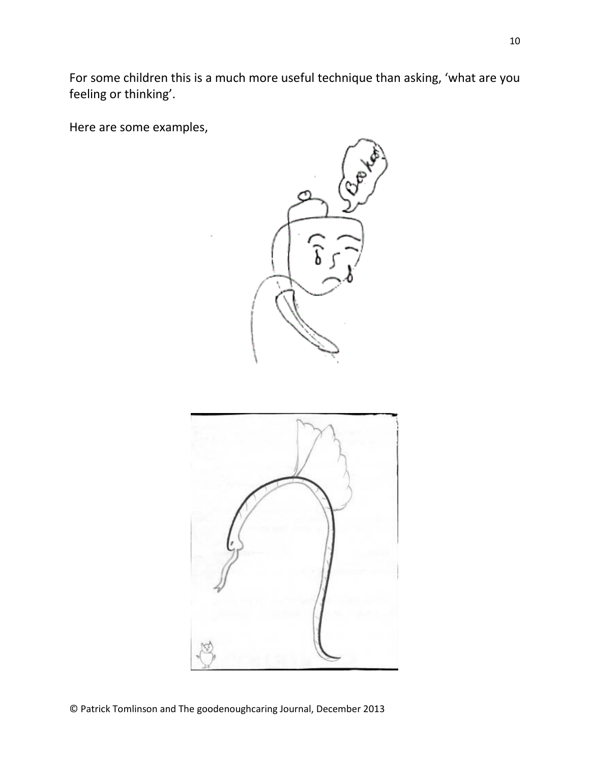For some children this is a much more useful technique than asking, 'what are you feeling or thinking'.

Here are some examples,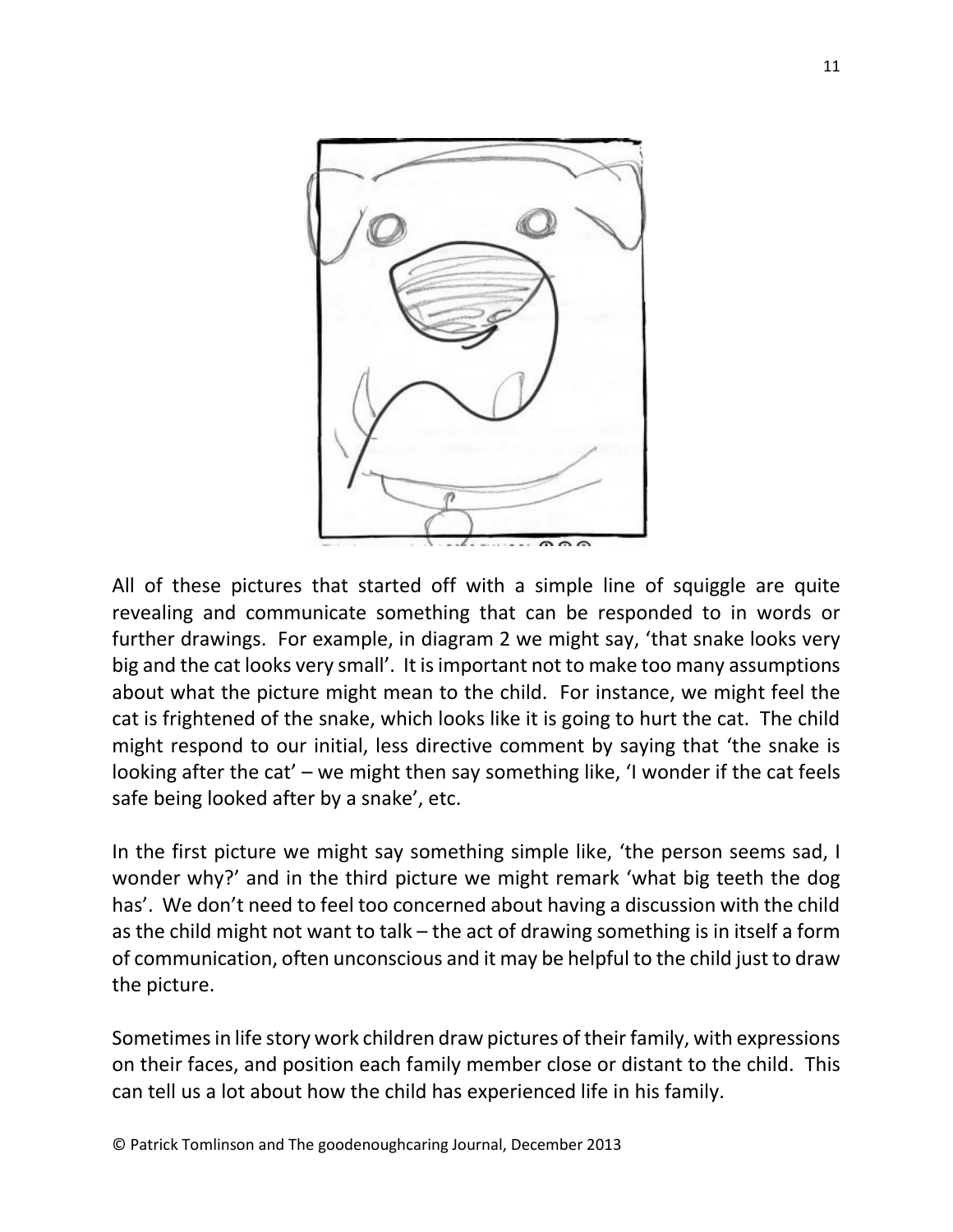All of these pictures that started off with a simple line of squiggle are quite revealing and communicate something that can be responded to in words or further drawings. For example, in diagram 2 we might say, 'that snake looks very big and the cat looks very small'. It is important not to make too many assumptions about what the picture might mean to the child. For instance, we might feel the cat is frightened of the snake, which looks like it is going to hurt the cat. The child might respond to our initial, less directive comment by saying that 'the snake is looking after the cat' – we might then say something like, 'I wonder if the cat feels safe being looked after by a snake', etc.

In the first picture we might say something simple like, 'the person seems sad, I wonder why?' and in the third picture we might remark 'what big teeth the dog has'. We don't need to feel too concerned about having a discussion with the child as the child might not want to talk – the act of drawing something is in itself a form of communication, often unconscious and it may be helpful to the child just to draw the picture.

Sometimes in life story work children draw pictures of their family, with expressions on their faces, and position each family member close or distant to the child. This can tell us a lot about how the child has experienced life in his family.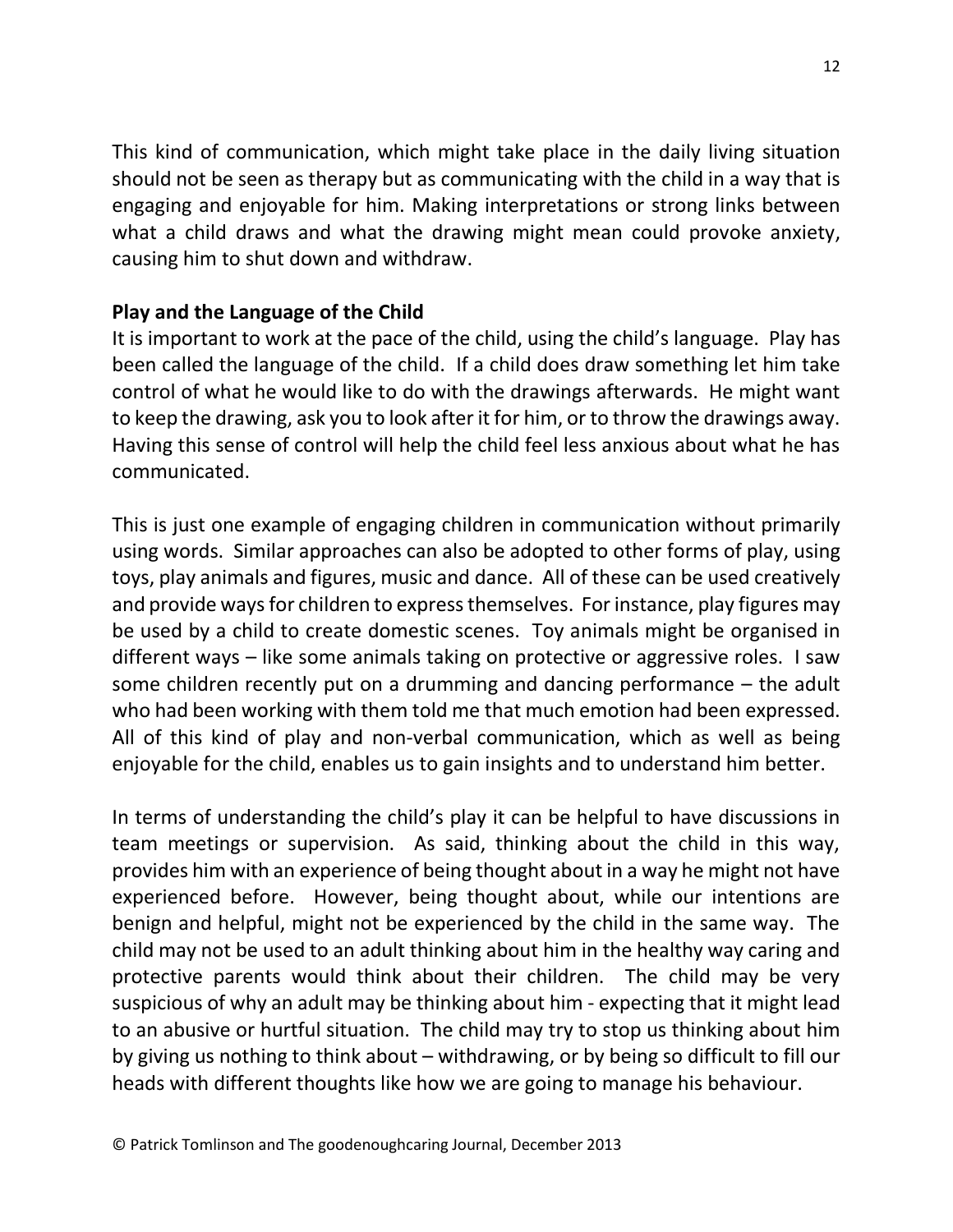This kind of communication, which might take place in the daily living situation should not be seen as therapy but as communicating with the child in a way that is engaging and enjoyable for him. Making interpretations or strong links between what a child draws and what the drawing might mean could provoke anxiety, causing him to shut down and withdraw.

**Play and the Language of the Child**

It is important to work at the pace of the child, using the child's language. Play has been called the language of the child. If a child does draw something let him take control of what he would like to do with the drawings afterwards. He might want to keep the drawing, ask you to look after it for him, or to throw the drawings away. Having this sense of control will help the child feel less anxious about what he has communicated.

This is just one example of engaging children in communication without primarily using words. Similar approaches can also be adopted to other forms of play, using toys, play animals and figures, music and dance. All of these can be used creatively and provide ways for children to express themselves. For instance, play figures may be used by a child to create domestic scenes. Toy animals might be organised in different ways – like some animals taking on protective or aggressive roles. I saw some children recently put on a drumming and dancing performance – the adult who had been working with them told me that much emotion had been expressed. All of this kind of play and non-verbal communication, which as well as being enjoyable for the child, enables us to gain insights and to understand him better.

In terms of understanding the child's play it can be helpful to have discussions in team meetings or supervision. As said, thinking about the child in this way, provides him with an experience of being thought about in a way he might not have experienced before. However, being thought about, while our intentions are benign and helpful, might not be experienced by the child in the same way. The child may not be used to an adult thinking about him in the healthy way caring and protective parents would think about their children. The child may be very suspicious of why an adult may be thinking about him - expecting that it might lead to an abusive or hurtful situation. The child may try to stop us thinking about him by giving us nothing to think about – withdrawing, or by being so difficult to fill our heads with different thoughts like how we are going to manage his behaviour.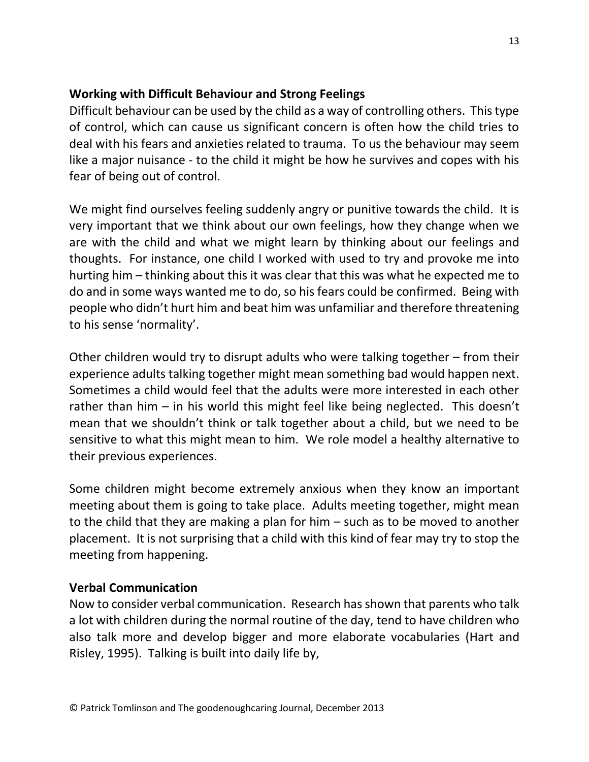**Working with Difficult Behaviour and Strong Feelings**

Difficult behaviour can be used by the child as a way of controlling others. This type of control, which can cause us significant concern is often how the child tries to deal with his fears and anxieties related to trauma. To us the behaviour may seem like a major nuisance - to the child it might be how he survives and copes with his fear of being out of control.

We might find ourselves feeling suddenly angry or punitive towards the child. It is very important that we think about our own feelings, how they change when we are with the child and what we might learn by thinking about our feelings and thoughts. For instance, one child I worked with used to try and provoke me into hurting him – thinking about this it was clear that this was what he expected me to do and in some ways wanted me to do, so his fears could be confirmed. Being with people who didn't hurt him and beat him was unfamiliar and therefore threatening to his sense 'normality'.

Other children would try to disrupt adults who were talking together – from their experience adults talking together might mean something bad would happen next. Sometimes a child would feel that the adults were more interested in each other rather than him – in his world this might feel like being neglected. This doesn't mean that we shouldn't think or talk together about a child, but we need to be sensitive to what this might mean to him. We role model a healthy alternative to their previous experiences.

Some children might become extremely anxious when they know an important meeting about them is going to take place. Adults meeting together, might mean to the child that they are making a plan for him – such as to be moved to another placement. It is not surprising that a child with this kind of fear may try to stop the meeting from happening.

**Verbal Communication**

Now to consider verbal communication. Research has shown that parents who talk a lot with children during the normal routine of the day, tend to have children who also talk more and develop bigger and more elaborate vocabularies (Hart and Risley, 1995). Talking is built into daily life by,

© Patrick Tomlinson and The goodenoughcaring Journal, December 2013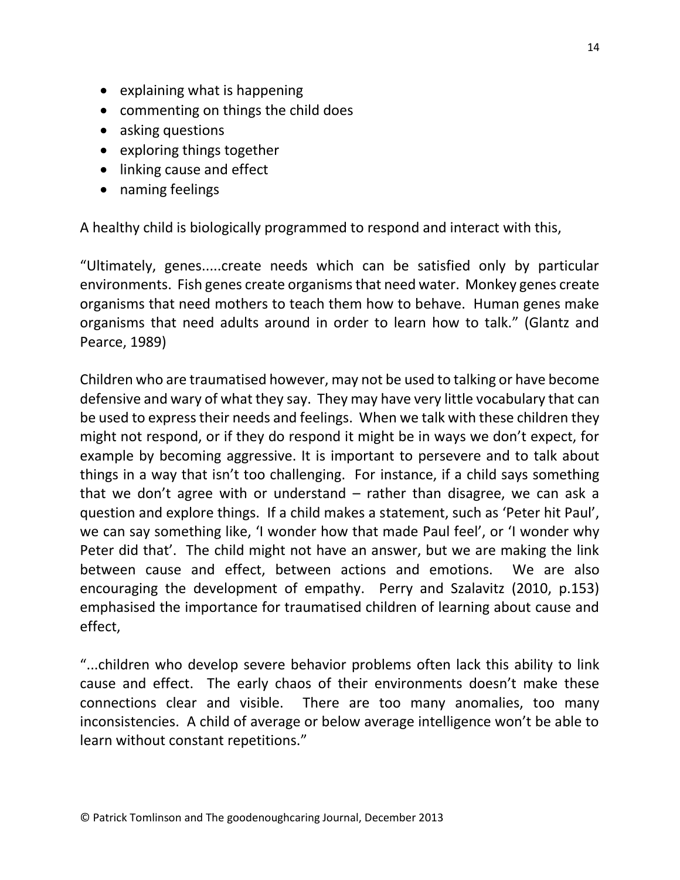- explaining what is happening
- commenting on things the child does
- asking questions
- exploring things together
- linking cause and effect
- naming feelings

A healthy child is biologically programmed to respond and interact with this,

"Ultimately, genes.....create needs which can be satisfied only by particular environments. Fish genes create organisms that need water. Monkey genes create organisms that need mothers to teach them how to behave. Human genes make organisms that need adults around in order to learn how to talk." (Glantz and Pearce, 1989)

Children who are traumatised however, may not be used to talking or have become defensive and wary of what they say. They may have very little vocabulary that can be used to express their needs and feelings. When we talk with these children they might not respond, or if they do respond it might be in ways we don't expect, for example by becoming aggressive. It is important to persevere and to talk about things in a way that isn't too challenging. For instance, if a child says something that we don't agree with or understand – rather than disagree, we can ask a question and explore things. If a child makes a statement, such as 'Peter hit Paul', we can say something like, 'I wonder how that made Paul feel', or 'I wonder why Peter did that'. The child might not have an answer, but we are making the link between cause and effect, between actions and emotions. We are also encouraging the development of empathy. Perry and Szalavitz (2010, p.153) emphasised the importance for traumatised children of learning about cause and effect,

"...children who develop severe behavior problems often lack this ability to link cause and effect. The early chaos of their environments doesn't make these connections clear and visible. There are too many anomalies, too many inconsistencies. A child of average or below average intelligence won't be able to learn without constant repetitions."

© Patrick Tomlinson and The goodenoughcaring Journal, December 2013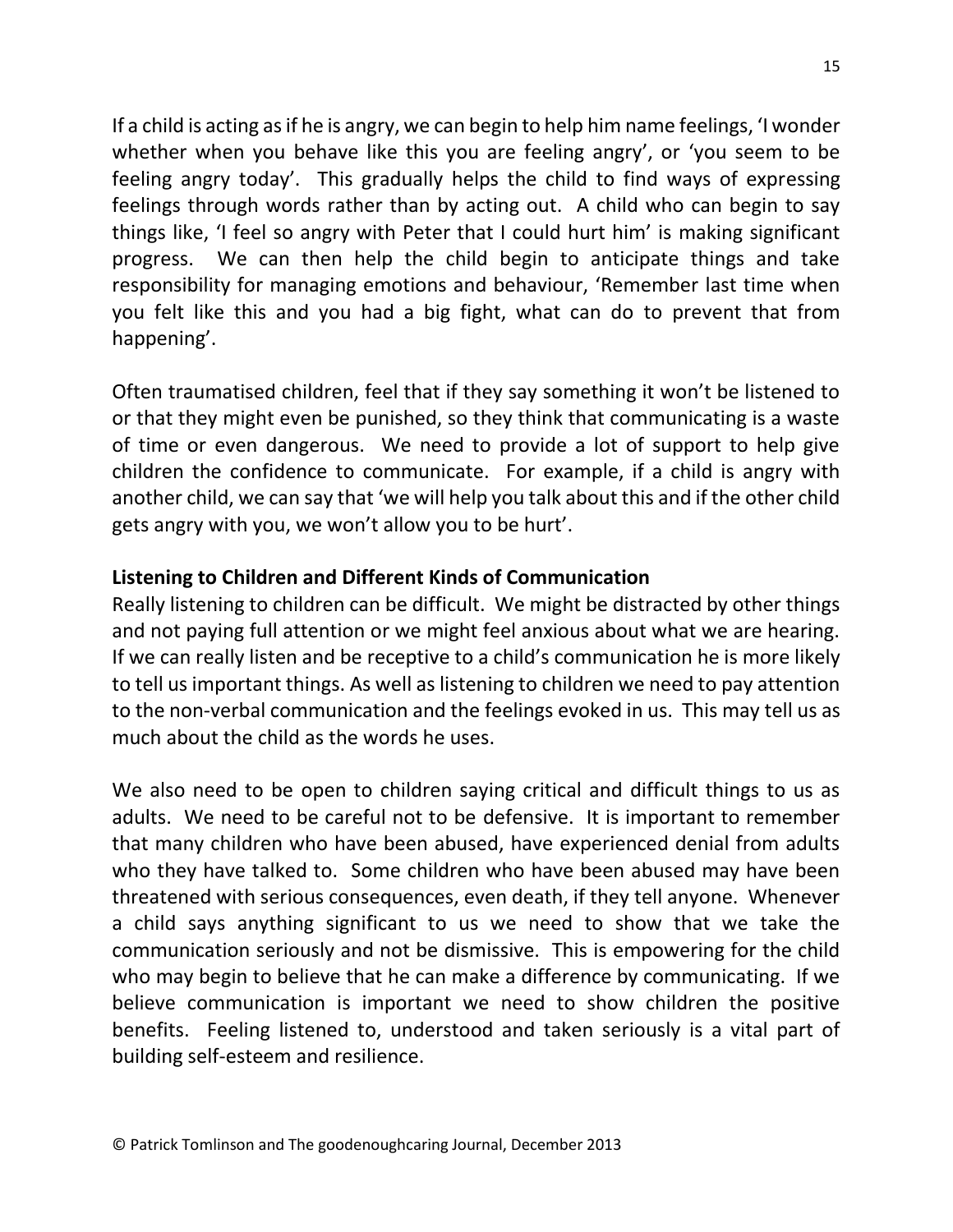If a child is acting as if he is angry, we can begin to help him name feelings, 'I wonder whether when you behave like this you are feeling angry', or 'you seem to be feeling angry today'. This gradually helps the child to find ways of expressing feelings through words rather than by acting out. A child who can begin to say things like, 'I feel so angry with Peter that I could hurt him' is making significant progress. We can then help the child begin to anticipate things and take responsibility for managing emotions and behaviour, 'Remember last time when you felt like this and you had a big fight, what can do to prevent that from happening'.

Often traumatised children, feel that if they say something it won't be listened to or that they might even be punished, so they think that communicating is a waste of time or even dangerous. We need to provide a lot of support to help give children the confidence to communicate. For example, if a child is angry with another child, we can say that 'we will help you talk about this and if the other child gets angry with you, we won't allow you to be hurt'.

**Listening to Children and Different Kinds of Communication**

Really listening to children can be difficult. We might be distracted by other things and not paying full attention or we might feel anxious about what we are hearing. If we can really listen and be receptive to a child's communication he is more likely to tell us important things. As well as listening to children we need to pay attention to the non-verbal communication and the feelings evoked in us. This may tell us as much about the child as the words he uses.

We also need to be open to children saying critical and difficult things to us as adults. We need to be careful not to be defensive. It is important to remember that many children who have been abused, have experienced denial from adults who they have talked to. Some children who have been abused may have been threatened with serious consequences, even death, if they tell anyone. Whenever a child says anything significant to us we need to show that we take the communication seriously and not be dismissive. This is empowering for the child who may begin to believe that he can make a difference by communicating. If we believe communication is important we need to show children the positive benefits. Feeling listened to, understood and taken seriously is a vital part of building self-esteem and resilience.

© Patrick Tomlinson and The goodenoughcaring Journal, December 2013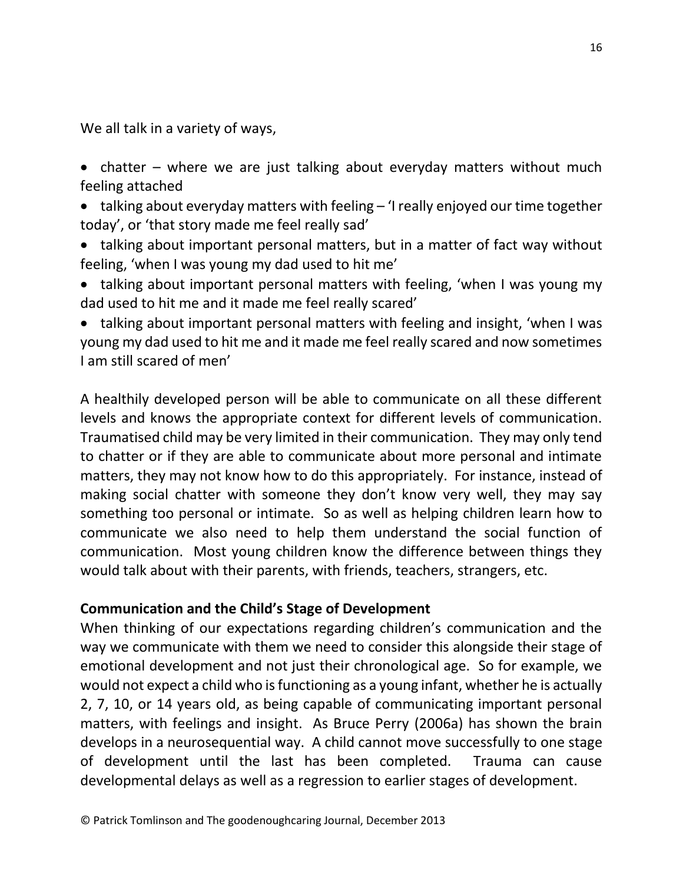We all talk in a variety of ways,

- chatter – where we are just talking about everyday matters without much feeling attached
- talking about everyday matters with feeling – 'I really enjoyed our time together today', or 'that story made me feel really sad'
- talking about important personal matters, but in a matter of fact way without feeling, 'when I was young my dad used to hit me'
- talking about important personal matters with feeling, 'when I was young my dad used to hit me and it made me feel really scared'
- talking about important personal matters with feeling and insight, 'when I was young my dad used to hit me and it made me feel really scared and now sometimes I am still scared of men'

A healthily developed person will be able to communicate on all these different levels and knows the appropriate context for different levels of communication. Traumatised child may be very limited in their communication. They may only tend to chatter or if they are able to communicate about more personal and intimate matters, they may not know how to do this appropriately. For instance, instead of making social chatter with someone they don't know very well, they may say something too personal or intimate. So as well as helping children learn how to communicate we also need to help them understand the social function of communication. Most young children know the difference between things they would talk about with their parents, with friends, teachers, strangers, etc.

**Communication and the Child's Stage of Development**

When thinking of our expectations regarding children's communication and the way we communicate with them we need to consider this alongside their stage of emotional development and not just their chronological age. So for example, we would not expect a child who is functioning as a young infant, whether he is actually 2, 7, 10, or 14 years old, as being capable of communicating important personal matters, with feelings and insight. As Bruce Perry (2006a) has shown the brain develops in a neurosequential way. A child cannot move successfully to one stage of development until the last has been completed. Trauma can cause developmental delays as well as a regression to earlier stages of development.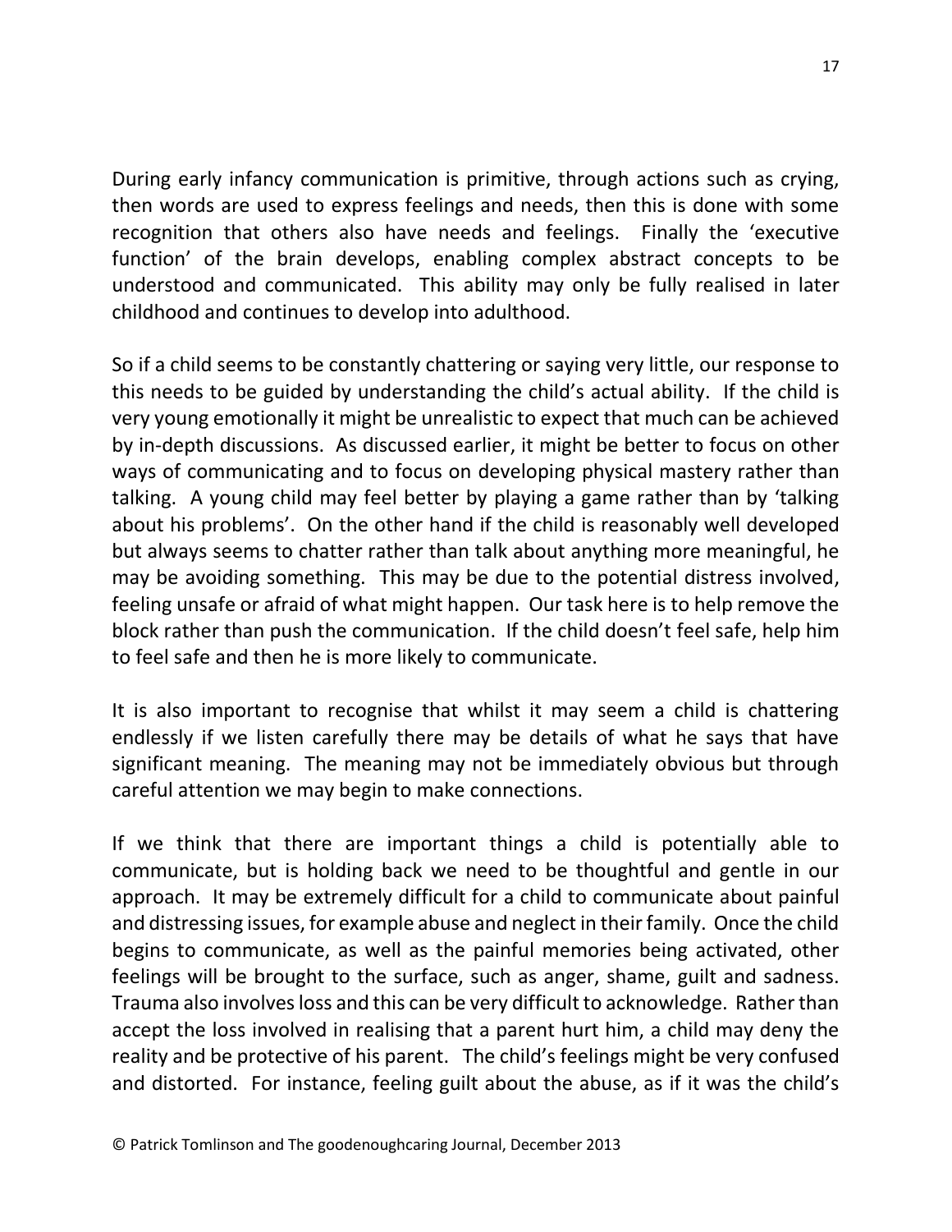During early infancy communication is primitive, through actions such as crying, then words are used to express feelings and needs, then this is done with some recognition that others also have needs and feelings. Finally the 'executive function' of the brain develops, enabling complex abstract concepts to be understood and communicated. This ability may only be fully realised in later childhood and continues to develop into adulthood.

So if a child seems to be constantly chattering or saying very little, our response to this needs to be guided by understanding the child's actual ability. If the child is very young emotionally it might be unrealistic to expect that much can be achieved by in-depth discussions. As discussed earlier, it might be better to focus on other ways of communicating and to focus on developing physical mastery rather than talking. A young child may feel better by playing a game rather than by 'talking about his problems'. On the other hand if the child is reasonably well developed but always seems to chatter rather than talk about anything more meaningful, he may be avoiding something. This may be due to the potential distress involved, feeling unsafe or afraid of what might happen. Our task here is to help remove the block rather than push the communication. If the child doesn't feel safe, help him to feel safe and then he is more likely to communicate.

It is also important to recognise that whilst it may seem a child is chattering endlessly if we listen carefully there may be details of what he says that have significant meaning. The meaning may not be immediately obvious but through careful attention we may begin to make connections.

If we think that there are important things a child is potentially able to communicate, but is holding back we need to be thoughtful and gentle in our approach. It may be extremely difficult for a child to communicate about painful and distressing issues, for example abuse and neglect in their family. Once the child begins to communicate, as well as the painful memories being activated, other feelings will be brought to the surface, such as anger, shame, guilt and sadness. Trauma also involves loss and this can be very difficult to acknowledge. Rather than accept the loss involved in realising that a parent hurt him, a child may deny the reality and be protective of his parent. The child's feelings might be very confused and distorted. For instance, feeling guilt about the abuse, as if it was the child's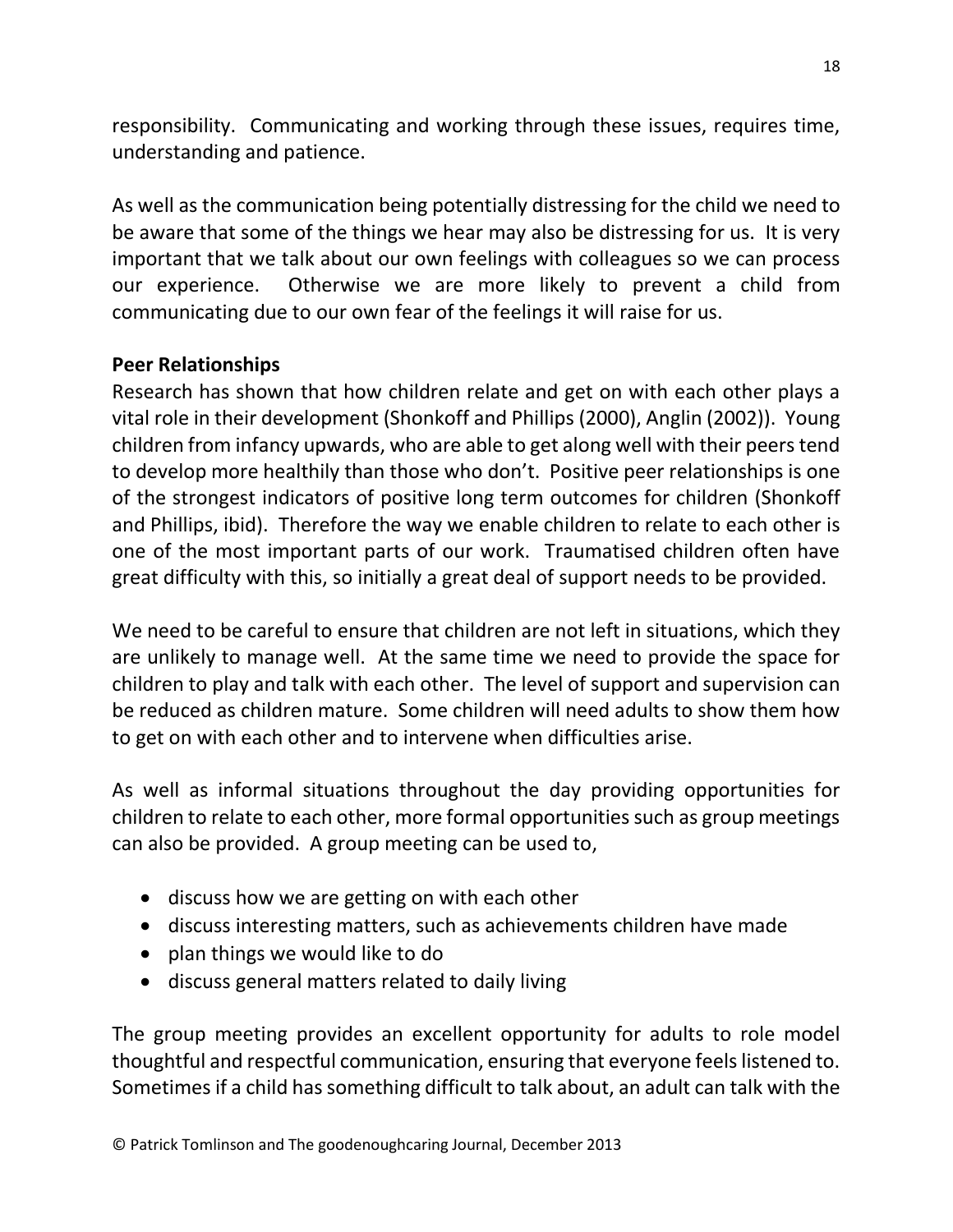responsibility. Communicating and working through these issues, requires time, understanding and patience.

As well as the communication being potentially distressing for the child we need to be aware that some of the things we hear may also be distressing for us. It is very important that we talk about our own feelings with colleagues so we can process our experience. Otherwise we are more likely to prevent a child from communicating due to our own fear of the feelings it will raise for us.

**Peer Relationships**

Research has shown that how children relate and get on with each other plays a vital role in their development (Shonkoff and Phillips (2000), Anglin (2002)). Young children from infancy upwards, who are able to get along well with their peers tend to develop more healthily than those who don't. Positive peer relationships is one of the strongest indicators of positive long term outcomes for children (Shonkoff and Phillips, ibid). Therefore the way we enable children to relate to each other is one of the most important parts of our work. Traumatised children often have great difficulty with this, so initially a great deal of support needs to be provided.

We need to be careful to ensure that children are not left in situations, which they are unlikely to manage well. At the same time we need to provide the space for children to play and talk with each other. The level of support and supervision can be reduced as children mature. Some children will need adults to show them how to get on with each other and to intervene when difficulties arise.

As well as informal situations throughout the day providing opportunities for children to relate to each other, more formal opportunities such as group meetings can also be provided. A group meeting can be used to,

- discuss how we are getting on with each other
- discuss interesting matters, such as achievements children have made
- plan things we would like to do
- discuss general matters related to daily living

The group meeting provides an excellent opportunity for adults to role model thoughtful and respectful communication, ensuring that everyone feels listened to. Sometimes if a child has something difficult to talk about, an adult can talk with the

© Patrick Tomlinson and The goodenoughcaring Journal, December 2013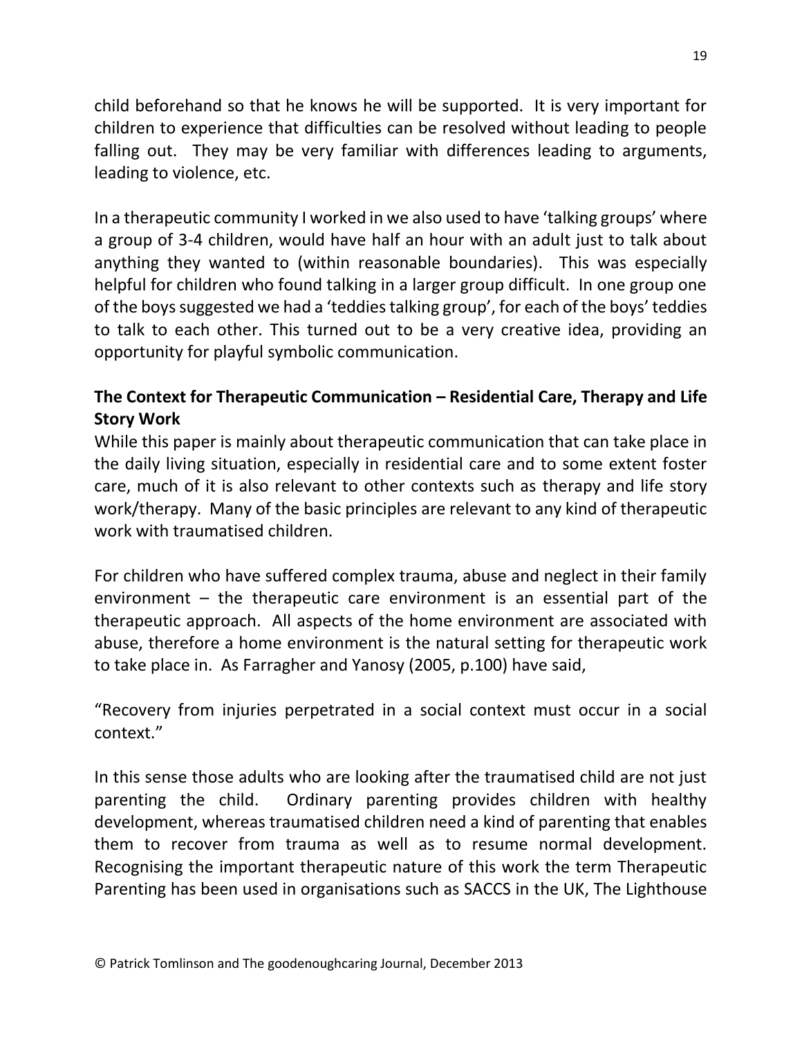child beforehand so that he knows he will be supported. It is very important for children to experience that difficulties can be resolved without leading to people falling out. They may be very familiar with differences leading to arguments, leading to violence, etc.

In a therapeutic community I worked in we also used to have 'talking groups' where a group of 3-4 children, would have half an hour with an adult just to talk about anything they wanted to (within reasonable boundaries). This was especially helpful for children who found talking in a larger group difficult. In one group one of the boys suggested we had a 'teddies talking group', for each of the boys' teddies to talk to each other. This turned out to be a very creative idea, providing an opportunity for playful symbolic communication.

**The Context for Therapeutic Communication – Residential Care, Therapy and Life Story Work**

While this paper is mainly about therapeutic communication that can take place in the daily living situation, especially in residential care and to some extent foster care, much of it is also relevant to other contexts such as therapy and life story work/therapy. Many of the basic principles are relevant to any kind of therapeutic work with traumatised children.

For children who have suffered complex trauma, abuse and neglect in their family environment – the therapeutic care environment is an essential part of the therapeutic approach. All aspects of the home environment are associated with abuse, therefore a home environment is the natural setting for therapeutic work to take place in. As Farragher and Yanosy (2005, p.100) have said,

"Recovery from injuries perpetrated in a social context must occur in a social context."

In this sense those adults who are looking after the traumatised child are not just parenting the child. Ordinary parenting provides children with healthy development, whereas traumatised children need a kind of parenting that enables them to recover from trauma as well as to resume normal development. Recognising the important therapeutic nature of this work the term Therapeutic Parenting has been used in organisations such as SACCS in the UK, The Lighthouse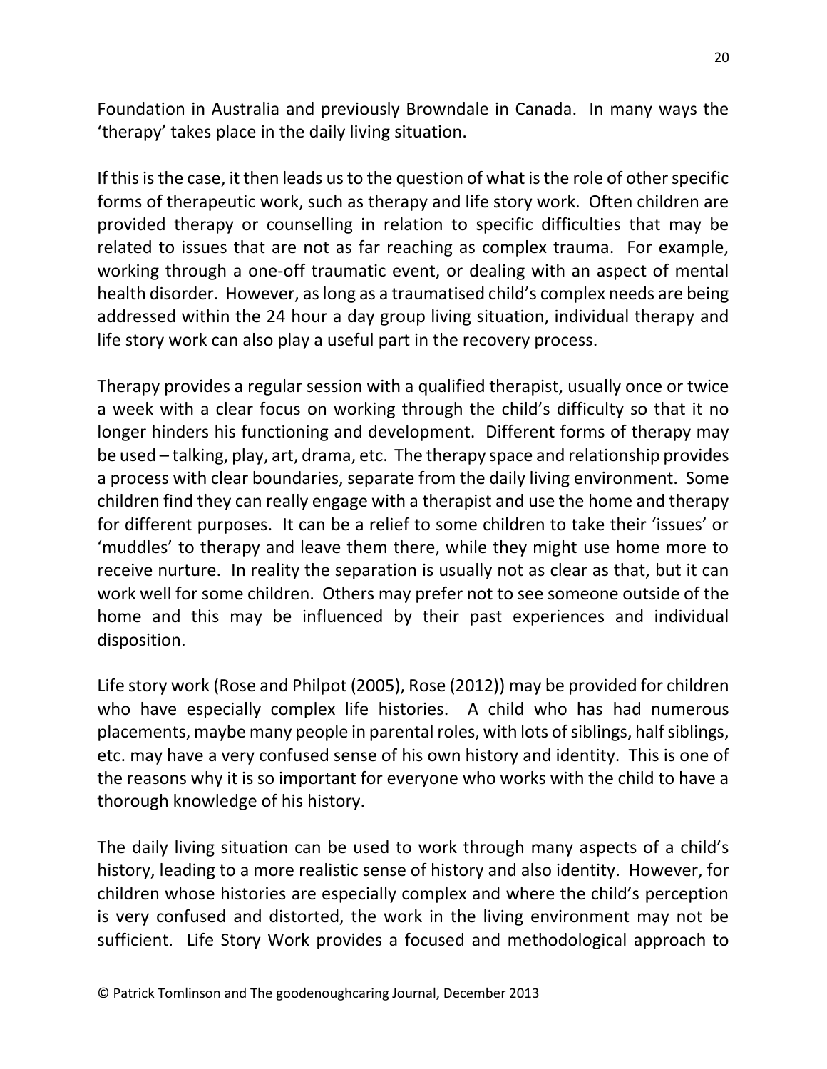Foundation in Australia and previously Browndale in Canada. In many ways the 'therapy' takes place in the daily living situation.

If this is the case, it then leads us to the question of what is the role of other specific forms of therapeutic work, such as therapy and life story work. Often children are provided therapy or counselling in relation to specific difficulties that may be related to issues that are not as far reaching as complex trauma. For example, working through a one-off traumatic event, or dealing with an aspect of mental health disorder. However, as long as a traumatised child's complex needs are being addressed within the 24 hour a day group living situation, individual therapy and life story work can also play a useful part in the recovery process.

Therapy provides a regular session with a qualified therapist, usually once or twice a week with a clear focus on working through the child's difficulty so that it no longer hinders his functioning and development. Different forms of therapy may be used – talking, play, art, drama, etc. The therapy space and relationship provides a process with clear boundaries, separate from the daily living environment. Some children find they can really engage with a therapist and use the home and therapy for different purposes. It can be a relief to some children to take their 'issues' or 'muddles' to therapy and leave them there, while they might use home more to receive nurture. In reality the separation is usually not as clear as that, but it can work well for some children. Others may prefer not to see someone outside of the home and this may be influenced by their past experiences and individual disposition.

Life story work (Rose and Philpot (2005), Rose (2012)) may be provided for children who have especially complex life histories. A child who has had numerous placements, maybe many people in parental roles, with lots of siblings, half siblings, etc. may have a very confused sense of his own history and identity. This is one of the reasons why it is so important for everyone who works with the child to have a thorough knowledge of his history.

The daily living situation can be used to work through many aspects of a child's history, leading to a more realistic sense of history and also identity. However, for children whose histories are especially complex and where the child's perception is very confused and distorted, the work in the living environment may not be sufficient. Life Story Work provides a focused and methodological approach to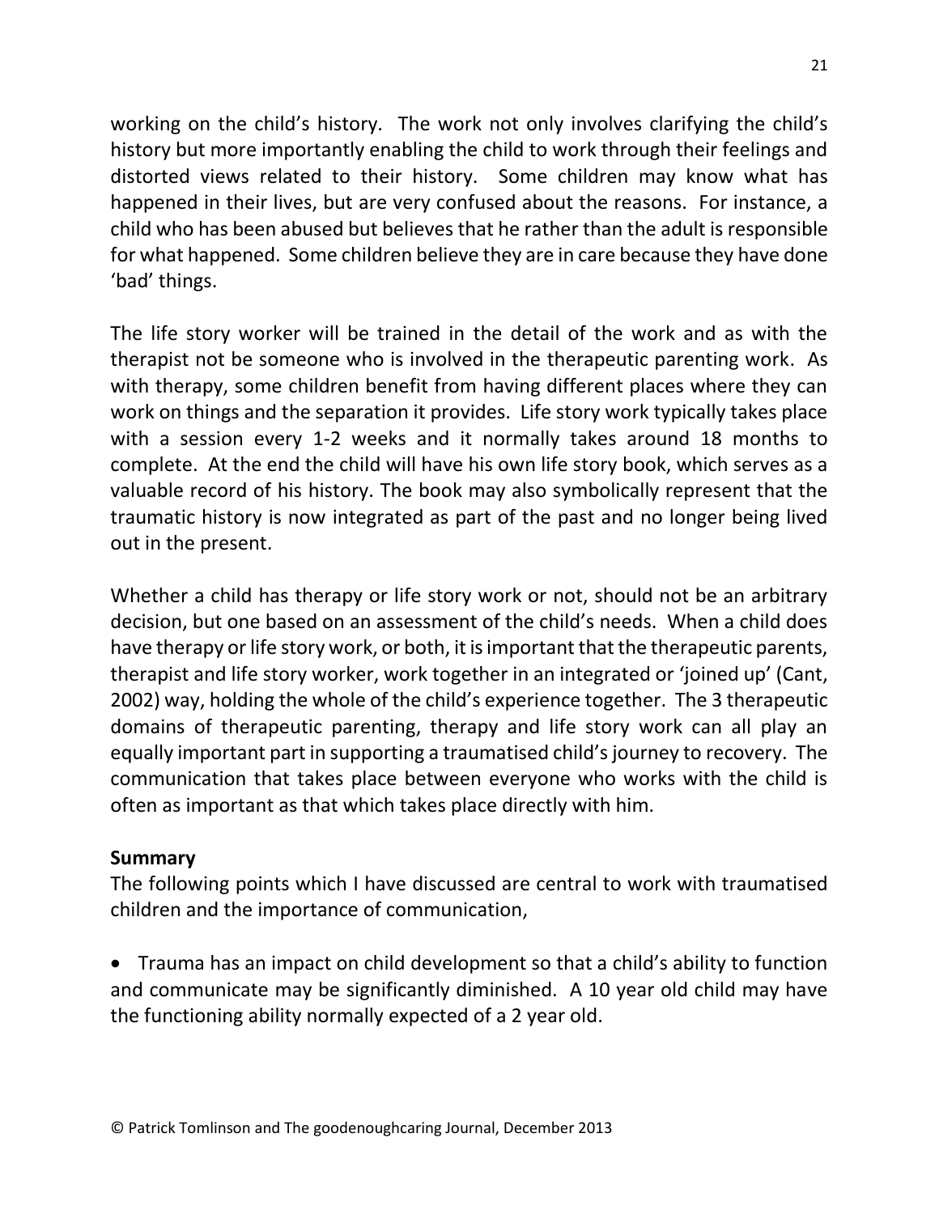working on the child's history. The work not only involves clarifying the child's history but more importantly enabling the child to work through their feelings and distorted views related to their history. Some children may know what has happened in their lives, but are very confused about the reasons. For instance, a child who has been abused but believes that he rather than the adult is responsible for what happened. Some children believe they are in care because they have done 'bad' things.

The life story worker will be trained in the detail of the work and as with the therapist not be someone who is involved in the therapeutic parenting work. As with therapy, some children benefit from having different places where they can work on things and the separation it provides. Life story work typically takes place with a session every 1-2 weeks and it normally takes around 18 months to complete. At the end the child will have his own life story book, which serves as a valuable record of his history. The book may also symbolically represent that the traumatic history is now integrated as part of the past and no longer being lived out in the present.

Whether a child has therapy or life story work or not, should not be an arbitrary decision, but one based on an assessment of the child's needs. When a child does have therapy or life story work, or both, it is important that the therapeutic parents, therapist and life story worker, work together in an integrated or 'joined up' (Cant, 2002) way, holding the whole of the child's experience together. The 3 therapeutic domains of therapeutic parenting, therapy and life story work can all play an equally important part in supporting a traumatised child's journey to recovery. The communication that takes place between everyone who works with the child is often as important as that which takes place directly with him.

**Summary**

The following points which I have discussed are central to work with traumatised children and the importance of communication,

- Trauma has an impact on child development so that a child's ability to function and communicate may be significantly diminished. A 10 year old child may have the functioning ability normally expected of a 2 year old.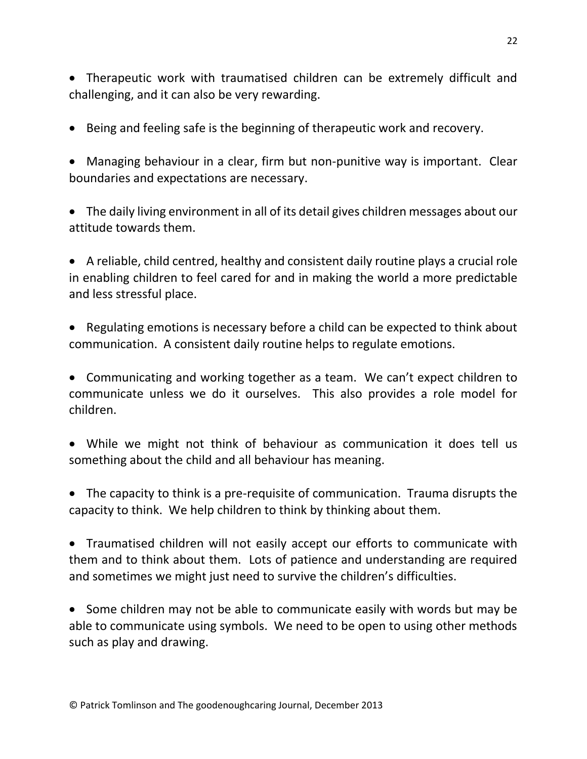- Therapeutic work with traumatised children can be extremely difficult and challenging, and it can also be very rewarding.

- Being and feeling safe is the beginning of therapeutic work and recovery.

- Managing behaviour in a clear, firm but non-punitive way is important. Clear boundaries and expectations are necessary.

- The daily living environment in all of its detail gives children messages about our attitude towards them.

- A reliable, child centred, healthy and consistent daily routine plays a crucial role in enabling children to feel cared for and in making the world a more predictable and less stressful place.

- Regulating emotions is necessary before a child can be expected to think about communication. A consistent daily routine helps to regulate emotions.

- Communicating and working together as a team. We can't expect children to communicate unless we do it ourselves. This also provides a role model for children.

- While we might not think of behaviour as communication it does tell us something about the child and all behaviour has meaning.

- The capacity to think is a pre-requisite of communication. Trauma disrupts the capacity to think. We help children to think by thinking about them.

- Traumatised children will not easily accept our efforts to communicate with them and to think about them. Lots of patience and understanding are required and sometimes we might just need to survive the children's difficulties.

- Some children may not be able to communicate easily with words but may be able to communicate using symbols. We need to be open to using other methods such as play and drawing.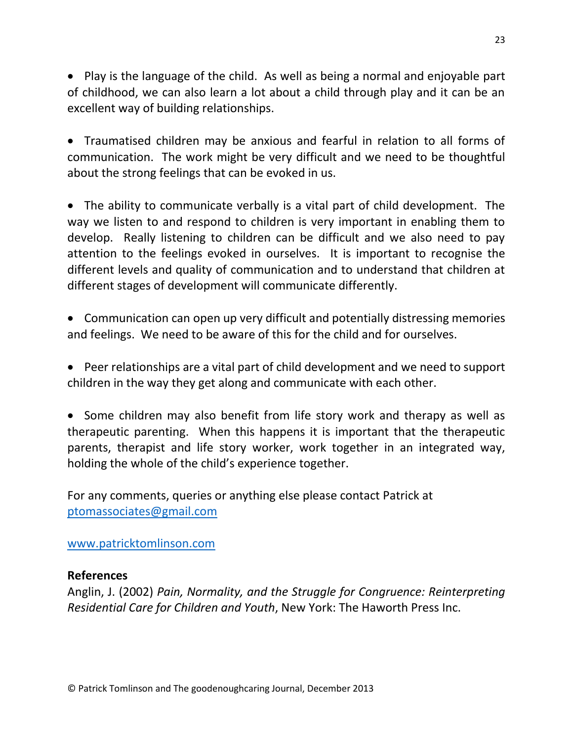- Play is the language of the child. As well as being a normal and enjoyable part of childhood, we can also learn a lot about a child through play and it can be an excellent way of building relationships.

- Traumatised children may be anxious and fearful in relation to all forms of communication. The work might be very difficult and we need to be thoughtful about the strong feelings that can be evoked in us.

- The ability to communicate verbally is a vital part of child development. The way we listen to and respond to children is very important in enabling them to develop. Really listening to children can be difficult and we also need to pay attention to the feelings evoked in ourselves. It is important to recognise the different levels and quality of communication and to understand that children at different stages of development will communicate differently.

- Communication can open up very difficult and potentially distressing memories and feelings. We need to be aware of this for the child and for ourselves.

- Peer relationships are a vital part of child development and we need to support children in the way they get along and communicate with each other.

- Some children may also benefit from life story work and therapy as well as therapeutic parenting. When this happens it is important that the therapeutic parents, therapist and life story worker, work together in an integrated way, holding the whole of the child's experience together.

For any comments, queries or anything else please contact Patrick at [ptomassociates@gmail.com](mailto:ptomassociates@gmail.com)

[www.patricktomlinson.com](http://www.patricktomlinson.com)

**References**

Anglin, J. (2002) *Pain, Normality, and the Struggle for Congruence: Reinterpreting Residential Care for Children and Youth*, New York: The Haworth Press Inc.

© Patrick Tomlinson and The goodenoughcaring Journal, December 2013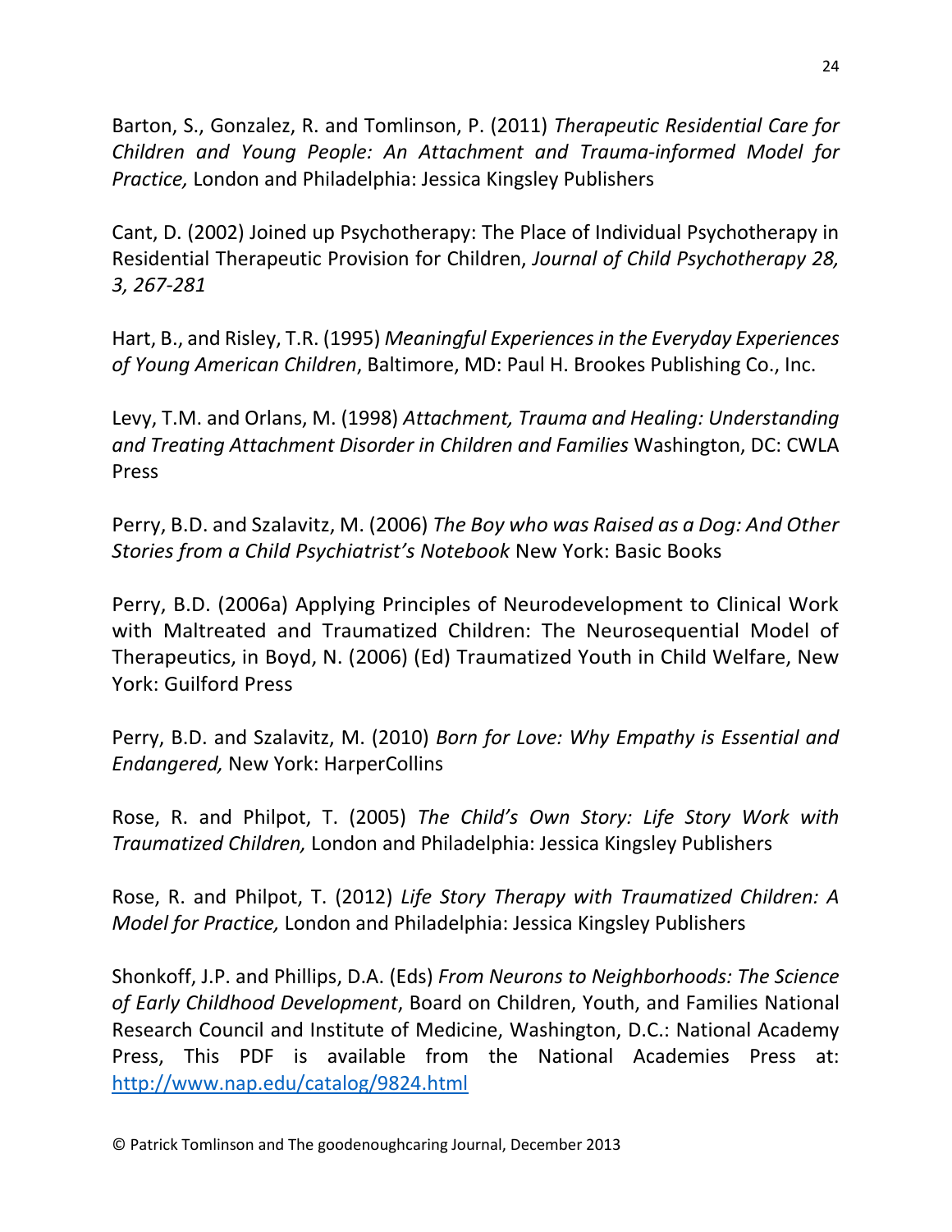Barton, S., Gonzalez, R. and Tomlinson, P. (2011) *Therapeutic Residential Care for Children and Young People: An Attachment and Trauma-informed Model for Practice,* London and Philadelphia: Jessica Kingsley Publishers

Cant, D. (2002) Joined up Psychotherapy: The Place of Individual Psychotherapy in Residential Therapeutic Provision for Children, *Journal of Child Psychotherapy 28, 3, 267-281*

Hart, B., and Risley, T.R. (1995) *Meaningful Experiences in the Everyday Experiences of Young American Children*, Baltimore, MD: Paul H. Brookes Publishing Co., Inc.

Levy, T.M. and Orlans, M. (1998) *Attachment, Trauma and Healing: Understanding and Treating Attachment Disorder in Children and Families* Washington, DC: CWLA Press

Perry, B.D. and Szalavitz, M. (2006) *The Boy who was Raised as a Dog: And Other Stories from a Child Psychiatrist's Notebook* New York: Basic Books

Perry, B.D. (2006a) Applying Principles of Neurodevelopment to Clinical Work with Maltreated and Traumatized Children: The Neurosequential Model of Therapeutics, in Boyd, N. (2006) (Ed) Traumatized Youth in Child Welfare, New York: Guilford Press

Perry, B.D. and Szalavitz, M. (2010) *Born for Love: Why Empathy is Essential and Endangered,* New York: HarperCollins

Rose, R. and Philpot, T. (2005) *The Child's Own Story: Life Story Work with Traumatized Children,* London and Philadelphia: Jessica Kingsley Publishers

Rose, R. and Philpot, T. (2012) *Life Story Therapy with Traumatized Children: A Model for Practice,* London and Philadelphia: Jessica Kingsley Publishers

Shonkoff, J.P. and Phillips, D.A. (Eds) *From Neurons to Neighborhoods: The Science of Early Childhood Development*, Board on Children, Youth, and Families National Research Council and Institute of Medicine, Washington, D.C.: National Academy Press, This PDF is available from the National Academies Press at: http://www.nap.edu/catalog/9824.html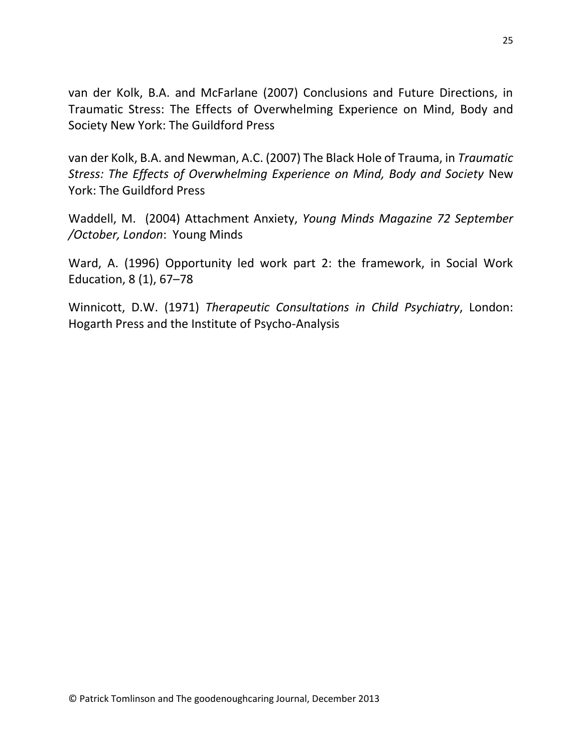van der Kolk, B.A. and McFarlane (2007) Conclusions and Future Directions, in Traumatic Stress: The Effects of Overwhelming Experience on Mind, Body and Society New York: The Guildford Press

van der Kolk, B.A. and Newman, A.C. (2007) The Black Hole of Trauma, in *Traumatic Stress: The Effects of Overwhelming Experience on Mind, Body and Society* New York: The Guildford Press

Waddell, M. (2004) Attachment Anxiety, *Young Minds Magazine 72 September /October, London*: Young Minds

Ward, A. (1996) Opportunity led work part 2: the framework, in Social Work Education, 8 (1), 67–78

Winnicott, D.W. (1971) *Therapeutic Consultations in Child Psychiatry*, London: Hogarth Press and the Institute of Psycho-Analysis

© Patrick Tomlinson and The goodenoughcaring Journal, December 2013